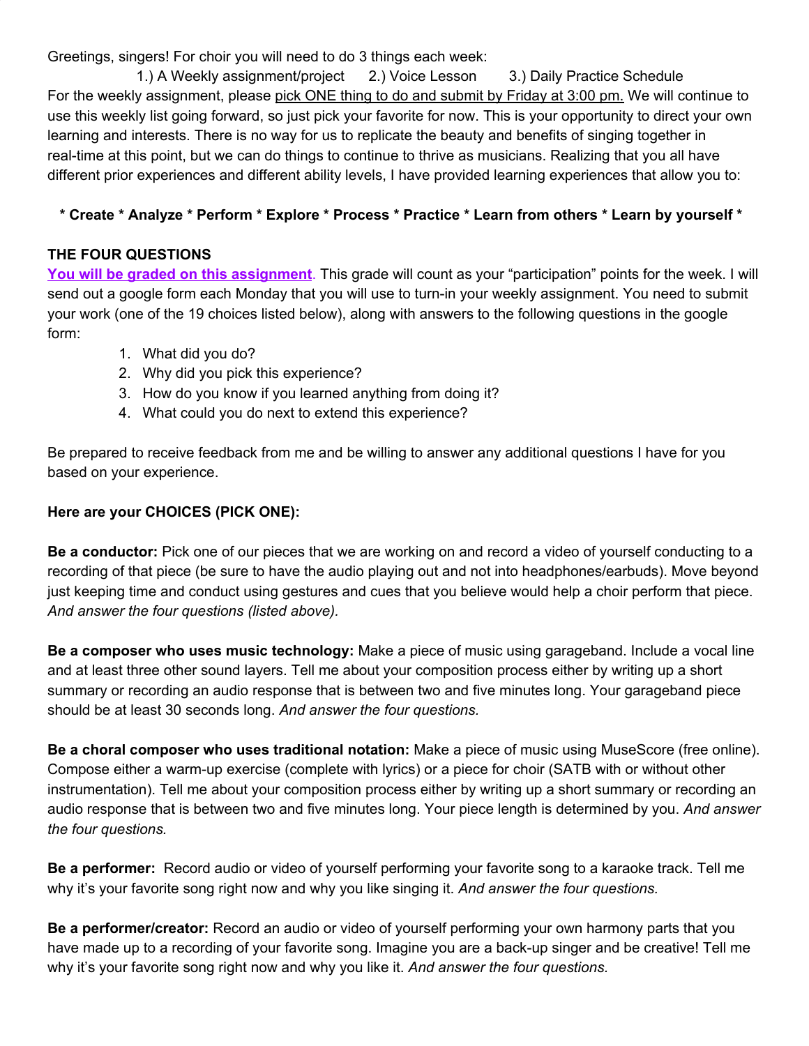Greetings, singers! For choir you will need to do 3 things each week:

1.) A Weekly assignment/project  2.) Voice Lesson  3.) Daily Practice Schedule

For the weekly assignment, please pick ONE thing to do and submit by Friday at 3:00 pm. We will continue to use this weekly list going forward, so just pick your favorite for now. This is your opportunity to direct your own learning and interests. There is no way for us to replicate the beauty and benefits of singing together in real-time at this point, but we can do things to continue to thrive as musicians. Realizing that you all have different prior experiences and different ability levels, I have provided learning experiences that allow you to:

**\* Create \* Analyze \* Perform \* Explore \* Process \* Practice \* Learn from others \* Learn by yourself \***

**THE FOUR QUESTIONS**

**You will be graded on this assignment.** This grade will count as your "participation" points for the week. I will send out a google form each Monday that you will use to turn-in your weekly assignment. You need to submit your work (one of the 19 choices listed below), along with answers to the following questions in the google form:

1. What did you do?
2. Why did you pick this experience?
3. How do you know if you learned anything from doing it?
4. What could you do next to extend this experience?

Be prepared to receive feedback from me and be willing to answer any additional questions I have for you based on your experience.

**Here are your CHOICES (PICK ONE):**

**Be a conductor:** Pick one of our pieces that we are working on and record a video of yourself conducting to a recording of that piece (be sure to have the audio playing out and not into headphones/earbuds). Move beyond just keeping time and conduct using gestures and cues that you believe would help a choir perform that piece. *And answer the four questions (listed above).*

**Be a composer who uses music technology:** Make a piece of music using garageband. Include a vocal line and at least three other sound layers. Tell me about your composition process either by writing up a short summary or recording an audio response that is between two and five minutes long. Your garageband piece should be at least 30 seconds long. *And answer the four questions.*

**Be a choral composer who uses traditional notation:** Make a piece of music using MuseScore (free online). Compose either a warm-up exercise (complete with lyrics) or a piece for choir (SATB with or without other instrumentation). Tell me about your composition process either by writing up a short summary or recording an audio response that is between two and five minutes long. Your piece length is determined by you. *And answer the four questions.*

**Be a performer:** Record audio or video of yourself performing your favorite song to a karaoke track. Tell me why it's your favorite song right now and why you like singing it. *And answer the four questions.*

**Be a performer/creator:** Record an audio or video of yourself performing your own harmony parts that you have made up to a recording of your favorite song. Imagine you are a back-up singer and be creative! Tell me why it's your favorite song right now and why you like it. *And answer the four questions.*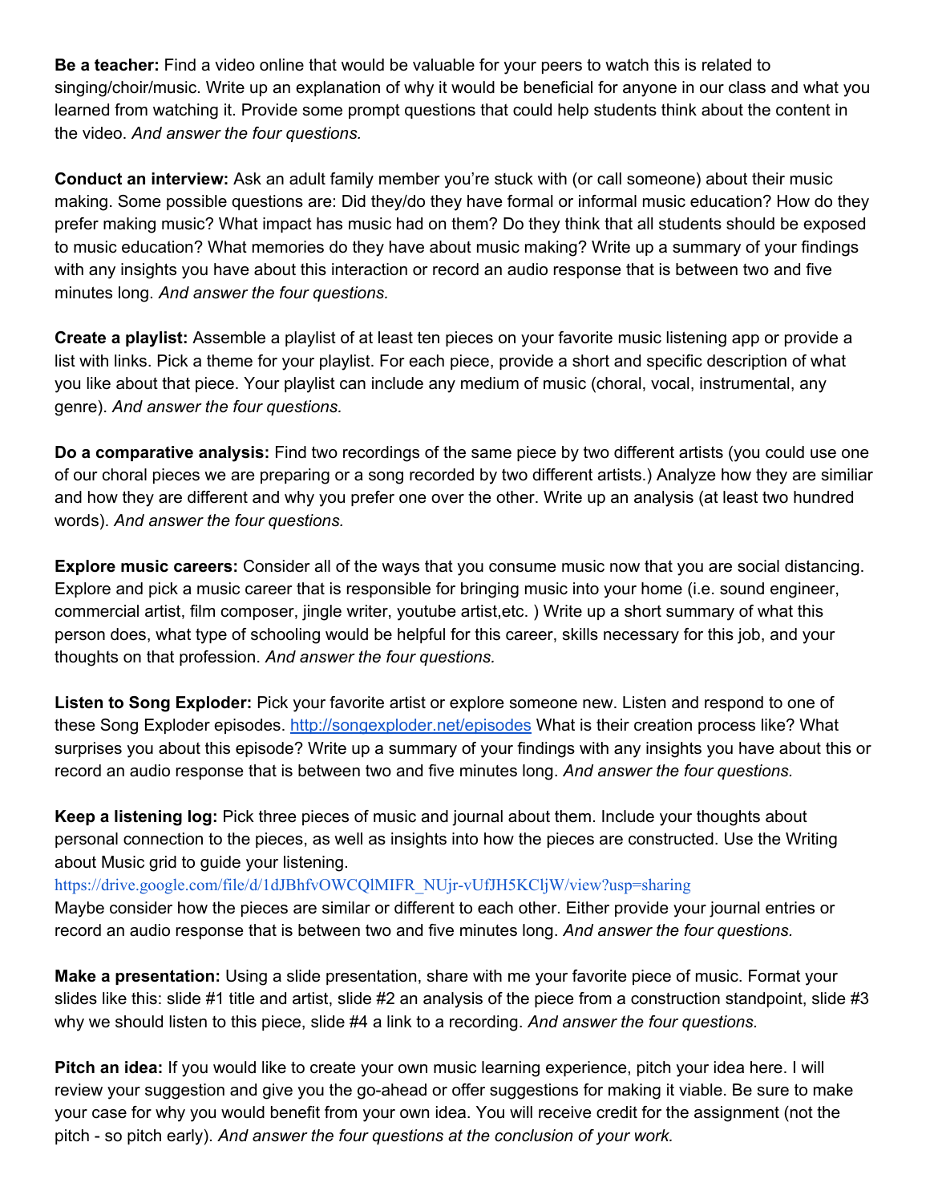**Be a teacher:** Find a video online that would be valuable for your peers to watch this is related to singing/choir/music. Write up an explanation of why it would be beneficial for anyone in our class and what you learned from watching it. Provide some prompt questions that could help students think about the content in the video. *And answer the four questions.*

**Conduct an interview:** Ask an adult family member you're stuck with (or call someone) about their music making. Some possible questions are: Did they/do they have formal or informal music education? How do they prefer making music? What impact has music had on them? Do they think that all students should be exposed to music education? What memories do they have about music making? Write up a summary of your findings with any insights you have about this interaction or record an audio response that is between two and five minutes long. *And answer the four questions.*

**Create a playlist:** Assemble a playlist of at least ten pieces on your favorite music listening app or provide a list with links. Pick a theme for your playlist. For each piece, provide a short and specific description of what you like about that piece. Your playlist can include any medium of music (choral, vocal, instrumental, any genre). *And answer the four questions.*

**Do a comparative analysis:** Find two recordings of the same piece by two different artists (you could use one of our choral pieces we are preparing or a song recorded by two different artists.) Analyze how they are similiar and how they are different and why you prefer one over the other. Write up an analysis (at least two hundred words). *And answer the four questions.*

**Explore music careers:** Consider all of the ways that you consume music now that you are social distancing. Explore and pick a music career that is responsible for bringing music into your home (i.e. sound engineer, commercial artist, film composer, jingle writer, youtube artist,etc. ) Write up a short summary of what this person does, what type of schooling would be helpful for this career, skills necessary for this job, and your thoughts on that profession. *And answer the four questions.*

**Listen to Song Exploder:** Pick your favorite artist or explore someone new. Listen and respond to one of these Song Exploder episodes. http://songexploder.net/episodes What is their creation process like? What surprises you about this episode? Write up a summary of your findings with any insights you have about this or record an audio response that is between two and five minutes long. *And answer the four questions.*

**Keep a listening log:** Pick three pieces of music and journal about them. Include your thoughts about personal connection to the pieces, as well as insights into how the pieces are constructed. Use the Writing about Music grid to guide your listening.
https://drive.google.com/file/d/1dJBhfvOWCQlMIFR_NUjr-vUfJH5KCljW/view?usp=sharing
Maybe consider how the pieces are similar or different to each other. Either provide your journal entries or record an audio response that is between two and five minutes long. *And answer the four questions.*

**Make a presentation:** Using a slide presentation, share with me your favorite piece of music. Format your slides like this: slide #1 title and artist, slide #2 an analysis of the piece from a construction standpoint, slide #3 why we should listen to this piece, slide #4 a link to a recording. *And answer the four questions.*

**Pitch an idea:** If you would like to create your own music learning experience, pitch your idea here. I will review your suggestion and give you the go-ahead or offer suggestions for making it viable. Be sure to make your case for why you would benefit from your own idea. You will receive credit for the assignment (not the pitch - so pitch early). *And answer the four questions at the conclusion of your work.*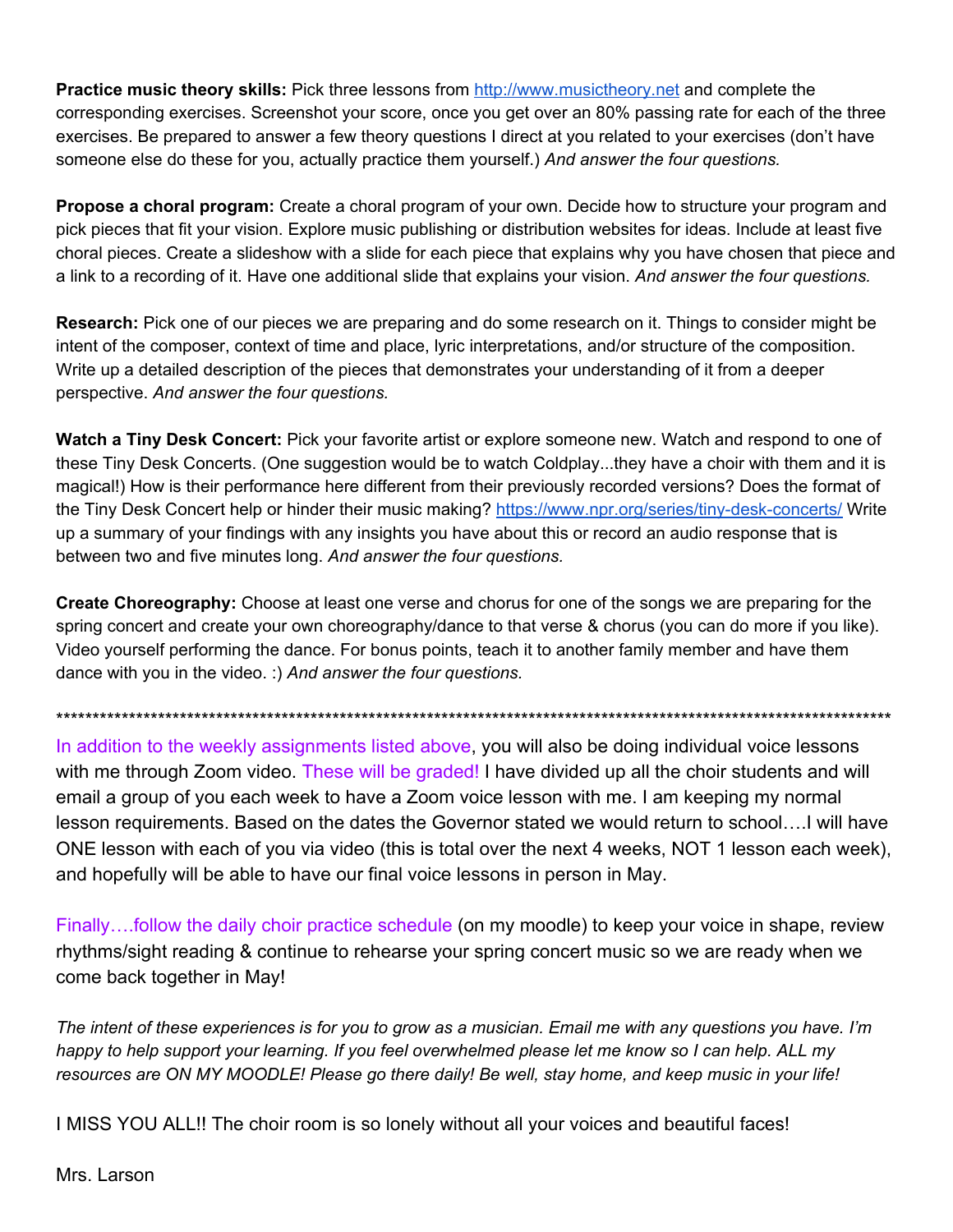**Practice music theory skills:** Pick three lessons from [http://www.musictheory.net](http://www.musictheory.net) and complete the corresponding exercises. Screenshot your score, once you get over an 80% passing rate for each of the three exercises. Be prepared to answer a few theory questions I direct at you related to your exercises (don't have someone else do these for you, actually practice them yourself.) *And answer the four questions.*

**Propose a choral program:** Create a choral program of your own. Decide how to structure your program and pick pieces that fit your vision. Explore music publishing or distribution websites for ideas. Include at least five choral pieces. Create a slideshow with a slide for each piece that explains why you have chosen that piece and a link to a recording of it. Have one additional slide that explains your vision. *And answer the four questions.*

**Research:** Pick one of our pieces we are preparing and do some research on it. Things to consider might be intent of the composer, context of time and place, lyric interpretations, and/or structure of the composition. Write up a detailed description of the pieces that demonstrates your understanding of it from a deeper perspective. *And answer the four questions.*

**Watch a Tiny Desk Concert:** Pick your favorite artist or explore someone new. Watch and respond to one of these Tiny Desk Concerts. (One suggestion would be to watch Coldplay...they have a choir with them and it is magical!) How is their performance here different from their previously recorded versions? Does the format of the Tiny Desk Concert help or hinder their music making? [https://www.npr.org/series/tiny-desk-concerts/](https://www.npr.org/series/tiny-desk-concerts/) Write up a summary of your findings with any insights you have about this or record an audio response that is between two and five minutes long. *And answer the four questions.*

**Create Choreography:** Choose at least one verse and chorus for one of the songs we are preparing for the spring concert and create your own choreography/dance to that verse & chorus (you can do more if you like). Video yourself performing the dance. For bonus points, teach it to another family member and have them dance with you in the video. :) *And answer the four questions.*

****************************************************************************************************************************

In addition to the weekly assignments listed above, you will also be doing individual voice lessons with me through Zoom video. These will be graded! I have divided up all the choir students and will email a group of you each week to have a Zoom voice lesson with me. I am keeping my normal lesson requirements. Based on the dates the Governor stated we would return to school….I will have ONE lesson with each of you via video (this is total over the next 4 weeks, NOT 1 lesson each week), and hopefully will be able to have our final voice lessons in person in May.

Finally….follow the daily choir practice schedule (on my moodle) to keep your voice in shape, review rhythms/sight reading & continue to rehearse your spring concert music so we are ready when we come back together in May!

*The intent of these experiences is for you to grow as a musician. Email me with any questions you have. I'm happy to help support your learning. If you feel overwhelmed please let me know so I can help. ALL my resources are ON MY MOODLE! Please go there daily! Be well, stay home, and keep music in your life!*

I MISS YOU ALL!! The choir room is so lonely without all your voices and beautiful faces!

Mrs. Larson